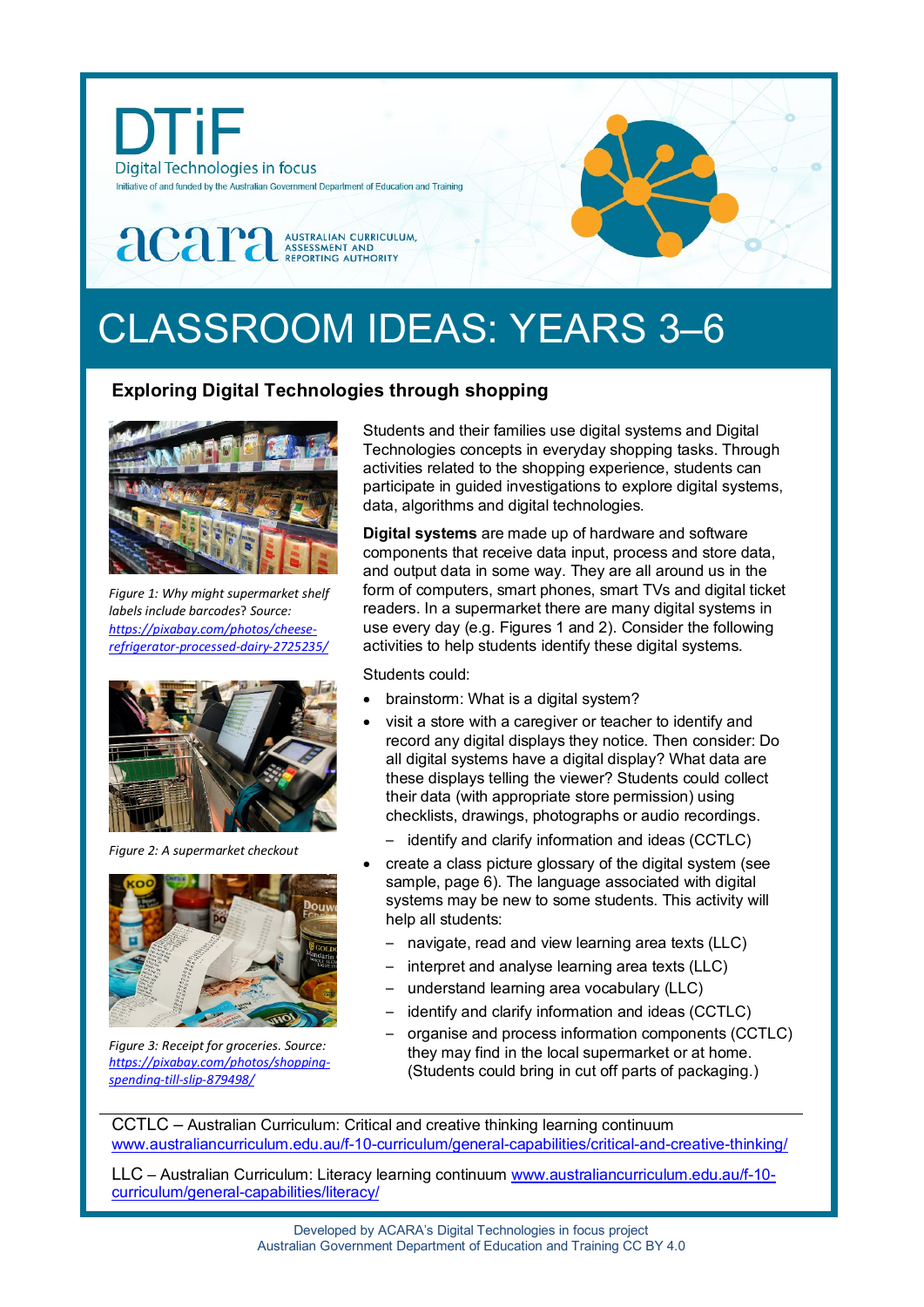DTiF

Digital Technologies in focus

Initiative of and funded by the Australian Government Department of Education and Training

acara AUSTRALIAN CURRICULUM, ASSESSMENT AND REPORTING AUTHORITY

# CLASSROOM IDEAS: YEARS 3–6

## Exploring Digital Technologies through shopping

Students and their families use digital systems and Digital Technologies concepts in everyday shopping tasks. Through activities related to the shopping experience, students can participate in guided investigations to explore digital systems, data, algorithms and digital technologies.

**Digital systems** are made up of hardware and software components that receive data input, process and store data, and output data in some way. They are all around us in the form of computers, smart phones, smart TVs and digital ticket readers. In a supermarket there are many digital systems in use every day (e.g. Figures 1 and 2). Consider the following activities to help students identify these digital systems.

Students could:

- brainstorm: What is a digital system?
- visit a store with a caregiver or teacher to identify and record any digital displays they notice. Then consider: Do all digital systems have a digital display? What data are these displays telling the viewer? Students could collect their data (with appropriate store permission) using checklists, drawings, photographs or audio recordings.
  - identify and clarify information and ideas (CCTLC)
- create a class picture glossary of the digital system (see sample, page 6). The language associated with digital systems may be new to some students. This activity will help all students:
  - navigate, read and view learning area texts (LLC)
  - interpret and analyse learning area texts (LLC)
  - understand learning area vocabulary (LLC)
  - identify and clarify information and ideas (CCTLC)
  - organise and process information components (CCTLC) they may find in the local supermarket or at home. (Students could bring in cut off parts of packaging.)

*Figure 1: Why might supermarket shelf labels include barcodes? Source: https://pixabay.com/photos/cheese-refrigerator-processed-dairy-2725235/*

*Figure 2: A supermarket checkout*

*Figure 3: Receipt for groceries. Source: https://pixabay.com/photos/shopping-spending-till-slip-879498/*

---

CCTLC – Australian Curriculum: Critical and creative thinking learning continuum www.australiancurriculum.edu.au/f-10-curriculum/general-capabilities/critical-and-creative-thinking/

LLC – Australian Curriculum: Literacy learning continuum www.australiancurriculum.edu.au/f-10-curriculum/general-capabilities/literacy/

Developed by ACARA's Digital Technologies in focus project
Australian Government Department of Education and Training CC BY 4.0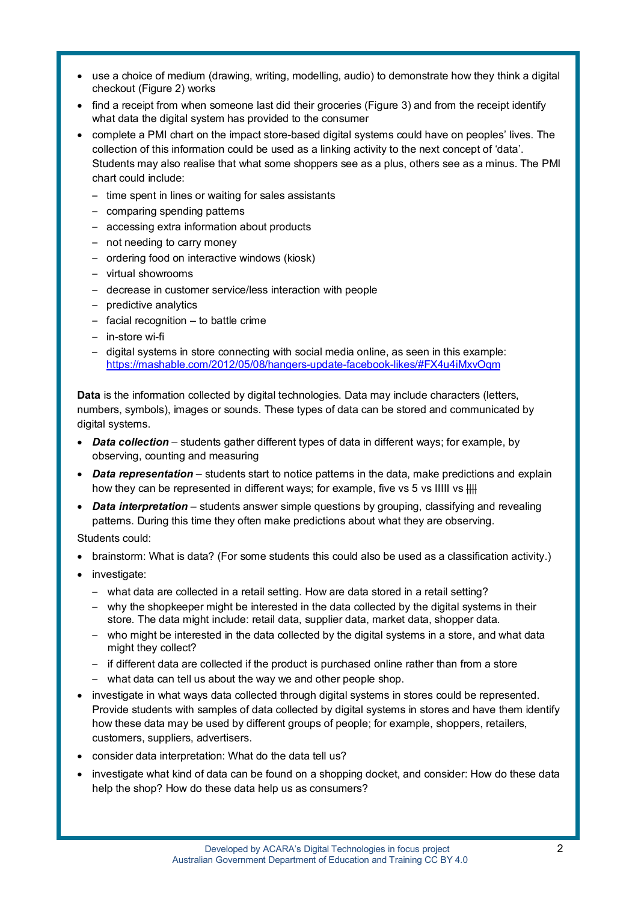- use a choice of medium (drawing, writing, modelling, audio) to demonstrate how they think a digital checkout (Figure 2) works
- find a receipt from when someone last did their groceries (Figure 3) and from the receipt identify what data the digital system has provided to the consumer
- complete a PMI chart on the impact store-based digital systems could have on peoples' lives. The collection of this information could be used as a linking activity to the next concept of 'data'. Students may also realise that what some shoppers see as a plus, others see as a minus. The PMI chart could include:
  - time spent in lines or waiting for sales assistants
  - comparing spending patterns
  - accessing extra information about products
  - not needing to carry money
  - ordering food on interactive windows (kiosk)
  - virtual showrooms
  - decrease in customer service/less interaction with people
  - predictive analytics
  - facial recognition – to battle crime
  - in-store wi-fi
  - digital systems in store connecting with social media online, as seen in this example: [https://mashable.com/2012/05/08/hangers-update-facebook-likes/#FX4u4iMxvOgm](https://mashable.com/2012/05/08/hangers-update-facebook-likes/#FX4u4iMxvOgm)

**Data** is the information collected by digital technologies. Data may include characters (letters, numbers, symbols), images or sounds. These types of data can be stored and communicated by digital systems.

- ***Data collection*** – students gather different types of data in different ways; for example, by observing, counting and measuring
- ***Data representation*** – students start to notice patterns in the data, make predictions and explain how they can be represented in different ways; for example, five vs 5 vs IIIII vs ~~IIII~~
- ***Data interpretation*** – students answer simple questions by grouping, classifying and revealing patterns. During this time they often make predictions about what they are observing.

Students could:

- brainstorm: What is data? (For some students this could also be used as a classification activity.)
- investigate:
  - what data are collected in a retail setting. How are data stored in a retail setting?
  - why the shopkeeper might be interested in the data collected by the digital systems in their store. The data might include: retail data, supplier data, market data, shopper data.
  - who might be interested in the data collected by the digital systems in a store, and what data might they collect?
  - if different data are collected if the product is purchased online rather than from a store
  - what data can tell us about the way we and other people shop.
- investigate in what ways data collected through digital systems in stores could be represented. Provide students with samples of data collected by digital systems in stores and have them identify how these data may be used by different groups of people; for example, shoppers, retailers, customers, suppliers, advertisers.
- consider data interpretation: What do the data tell us?
- investigate what kind of data can be found on a shopping docket, and consider: How do these data help the shop? How do these data help us as consumers?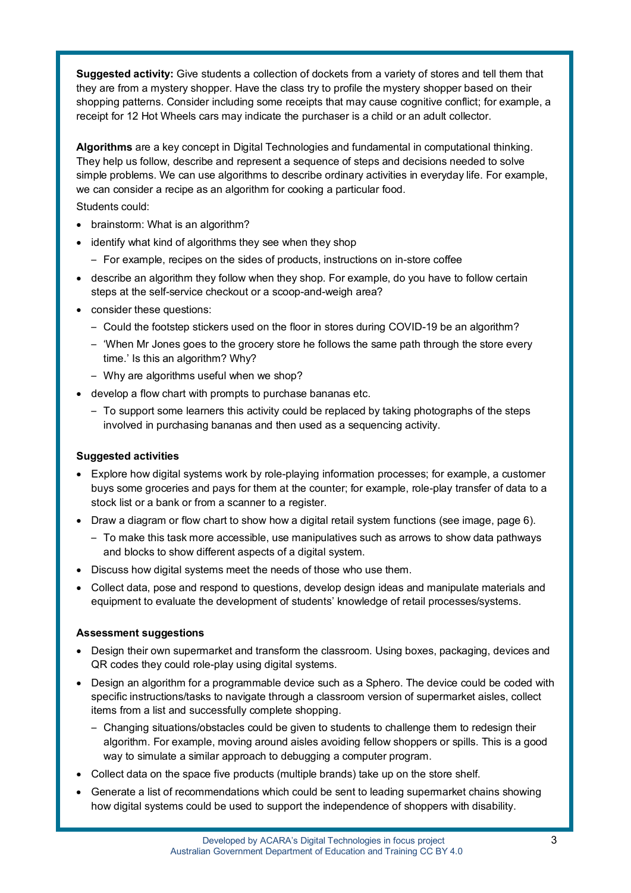**Suggested activity:** Give students a collection of dockets from a variety of stores and tell them that they are from a mystery shopper. Have the class try to profile the mystery shopper based on their shopping patterns. Consider including some receipts that may cause cognitive conflict; for example, a receipt for 12 Hot Wheels cars may indicate the purchaser is a child or an adult collector.

**Algorithms** are a key concept in Digital Technologies and fundamental in computational thinking. They help us follow, describe and represent a sequence of steps and decisions needed to solve simple problems. We can use algorithms to describe ordinary activities in everyday life. For example, we can consider a recipe as an algorithm for cooking a particular food.

Students could:

- brainstorm: What is an algorithm?
- identify what kind of algorithms they see when they shop
  - For example, recipes on the sides of products, instructions on in-store coffee
- describe an algorithm they follow when they shop. For example, do you have to follow certain steps at the self-service checkout or a scoop-and-weigh area?
- consider these questions:
  - Could the footstep stickers used on the floor in stores during COVID-19 be an algorithm?
  - 'When Mr Jones goes to the grocery store he follows the same path through the store every time.' Is this an algorithm? Why?
  - Why are algorithms useful when we shop?
- develop a flow chart with prompts to purchase bananas etc.
  - To support some learners this activity could be replaced by taking photographs of the steps involved in purchasing bananas and then used as a sequencing activity.

**Suggested activities**

- Explore how digital systems work by role-playing information processes; for example, a customer buys some groceries and pays for them at the counter; for example, role-play transfer of data to a stock list or a bank or from a scanner to a register.
- Draw a diagram or flow chart to show how a digital retail system functions (see image, page 6).
  - To make this task more accessible, use manipulatives such as arrows to show data pathways and blocks to show different aspects of a digital system.
- Discuss how digital systems meet the needs of those who use them.
- Collect data, pose and respond to questions, develop design ideas and manipulate materials and equipment to evaluate the development of students' knowledge of retail processes/systems.

**Assessment suggestions**

- Design their own supermarket and transform the classroom. Using boxes, packaging, devices and QR codes they could role-play using digital systems.
- Design an algorithm for a programmable device such as a Sphero. The device could be coded with specific instructions/tasks to navigate through a classroom version of supermarket aisles, collect items from a list and successfully complete shopping.
  - Changing situations/obstacles could be given to students to challenge them to redesign their algorithm. For example, moving around aisles avoiding fellow shoppers or spills. This is a good way to simulate a similar approach to debugging a computer program.
- Collect data on the space five products (multiple brands) take up on the store shelf.
- Generate a list of recommendations which could be sent to leading supermarket chains showing how digital systems could be used to support the independence of shoppers with disability.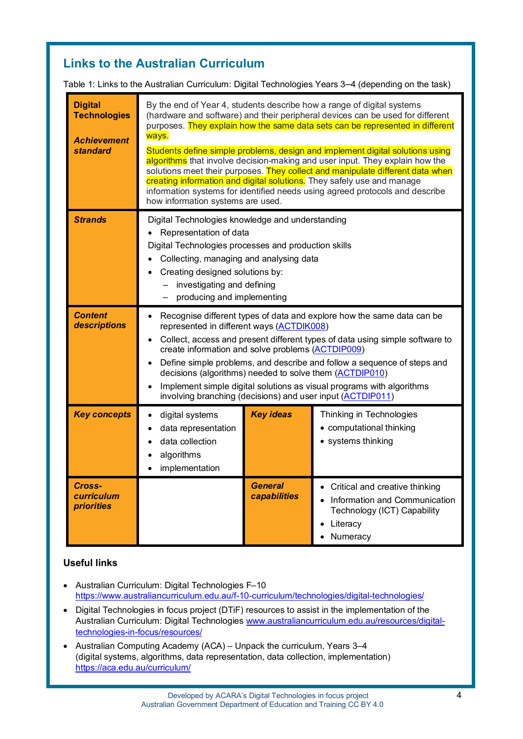## Links to the Australian Curriculum

Table 1: Links to the Australian Curriculum: Digital Technologies Years 3–4 (depending on the task)

| | | | |
|---|---|---|---|
| **Digital Technologies** ***Achievement standard*** | By the end of Year 4, students describe how a range of digital systems (hardware and software) and their peripheral devices can be used for different purposes. They explain how the same data sets can be represented in different ways.<br><br>Students define simple problems, design and implement digital solutions using algorithms that involve decision-making and user input. They explain how the solutions meet their purposes. They collect and manipulate different data when creating information and digital solutions. They safely use and manage information systems for identified needs using agreed protocols and describe how information systems are used. | | |
| ***Strands*** | Digital Technologies knowledge and understanding<br>• Representation of data<br>Digital Technologies processes and production skills<br>• Collecting, managing and analysing data<br>• Creating designed solutions by:<br>– investigating and defining<br>– producing and implementing | | |
| ***Content descriptions*** | • Recognise different types of data and explore how the same data can be represented in different ways (ACTDIK008)<br>• Collect, access and present different types of data using simple software to create information and solve problems (ACTDIP009)<br>• Define simple problems, and describe and follow a sequence of steps and decisions (algorithms) needed to solve them (ACTDIP010)<br>• Implement simple digital solutions as visual programs with algorithms involving branching (decisions) and user input (ACTDIP011) | | |
| ***Key concepts*** | • digital systems<br>• data representation<br>• data collection<br>• algorithms<br>• implementation | ***Key ideas*** | Thinking in Technologies<br>• computational thinking<br>• systems thinking |
| ***Cross-curriculum priorities*** | | ***General capabilities*** | • Critical and creative thinking<br>• Information and Communication Technology (ICT) Capability<br>• Literacy<br>• Numeracy |

### Useful links

- Australian Curriculum: Digital Technologies F–10 https://www.australiancurriculum.edu.au/f-10-curriculum/technologies/digital-technologies/
- Digital Technologies in focus project (DTiF) resources to assist in the implementation of the Australian Curriculum: Digital Technologies www.australiancurriculum.edu.au/resources/digital-technologies-in-focus/resources/
- Australian Computing Academy (ACA) – Unpack the curriculum, Years 3–4 (digital systems, algorithms, data representation, data collection, implementation) https://aca.edu.au/curriculum/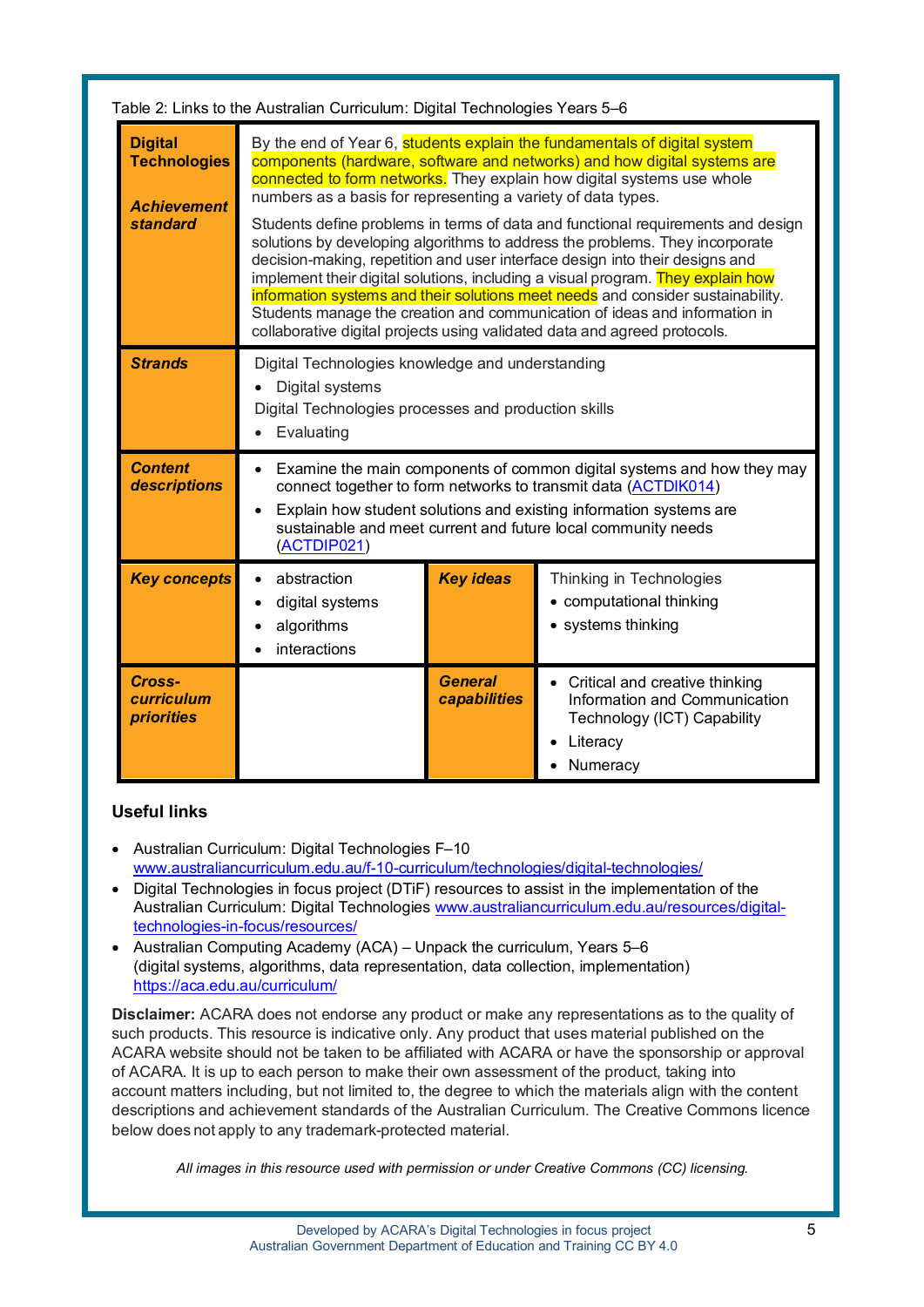Table 2: Links to the Australian Curriculum: Digital Technologies Years 5–6

| | | | |
|---|---|---|---|
| ***Digital Technologies*** ***Achievement standard*** | By the end of Year 6, students explain the fundamentals of digital system components (hardware, software and networks) and how digital systems are connected to form networks. They explain how digital systems use whole numbers as a basis for representing a variety of data types.<br><br>Students define problems in terms of data and functional requirements and design solutions by developing algorithms to address the problems. They incorporate decision-making, repetition and user interface design into their designs and implement their digital solutions, including a visual program. They explain how information systems and their solutions meet needs and consider sustainability. Students manage the creation and communication of ideas and information in collaborative digital projects using validated data and agreed protocols. | | |
| ***Strands*** | Digital Technologies knowledge and understanding<br>• Digital systems<br>Digital Technologies processes and production skills<br>• Evaluating | | |
| ***Content descriptions*** | • Examine the main components of common digital systems and how they may connect together to form networks to transmit data (ACTDIK014)<br>• Explain how student solutions and existing information systems are sustainable and meet current and future local community needs (ACTDIP021) | | |
| ***Key concepts*** | • abstraction<br>• digital systems<br>• algorithms<br>• interactions | ***Key ideas*** | Thinking in Technologies<br>• computational thinking<br>• systems thinking |
| ***Cross-curriculum priorities*** | | ***General capabilities*** | • Critical and creative thinking Information and Communication Technology (ICT) Capability<br>• Literacy<br>• Numeracy |

## Useful links

- Australian Curriculum: Digital Technologies F–10 www.australiancurriculum.edu.au/f-10-curriculum/technologies/digital-technologies/
- Digital Technologies in focus project (DTiF) resources to assist in the implementation of the Australian Curriculum: Digital Technologies www.australiancurriculum.edu.au/resources/digital-technologies-in-focus/resources/
- Australian Computing Academy (ACA) – Unpack the curriculum, Years 5–6 (digital systems, algorithms, data representation, data collection, implementation) https://aca.edu.au/curriculum/

**Disclaimer:** ACARA does not endorse any product or make any representations as to the quality of such products. This resource is indicative only. Any product that uses material published on the ACARA website should not be taken to be affiliated with ACARA or have the sponsorship or approval of ACARA. It is up to each person to make their own assessment of the product, taking into account matters including, but not limited to, the degree to which the materials align with the content descriptions and achievement standards of the Australian Curriculum. The Creative Commons licence below does not apply to any trademark-protected material.

*All images in this resource used with permission or under Creative Commons (CC) licensing.*

Developed by ACARA's Digital Technologies in focus project
Australian Government Department of Education and Training CC BY 4.0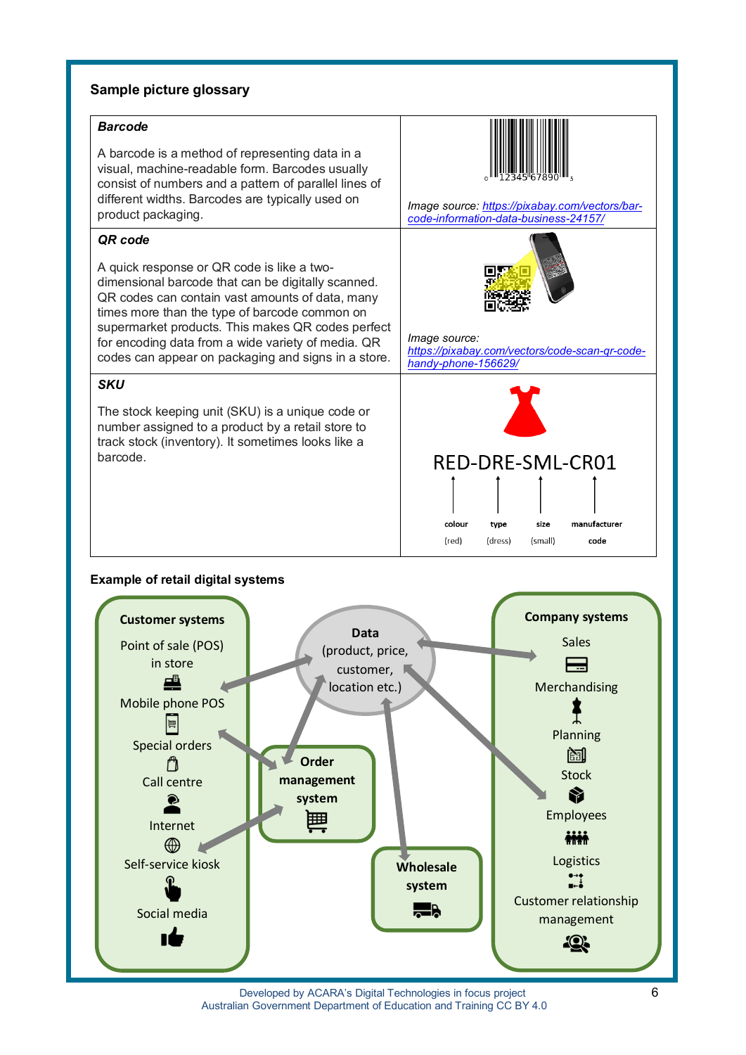### Sample picture glossary

| | |
|---|---|
| ***Barcode***<br><br>A barcode is a method of representing data in a visual, machine-readable form. Barcodes usually consist of numbers and a pattern of parallel lines of different widths. Barcodes are typically used on product packaging. | 0 12345 67890 5<br><br>*Image source: https://pixabay.com/vectors/bar-code-information-data-business-24157/* |
| ***QR code***<br><br>A quick response or QR code is like a two-dimensional barcode that can be digitally scanned. QR codes can contain vast amounts of data, many times more than the type of barcode common on supermarket products. This makes QR codes perfect for encoding data from a wide variety of media. QR codes can appear on packaging and signs in a store. | *Image source: https://pixabay.com/vectors/code-scan-qr-code-handy-phone-156629/* |
| ***SKU***<br><br>The stock keeping unit (SKU) is a unique code or number assigned to a product by a retail store to track stock (inventory). It sometimes looks like a barcode. | RED-DRE-SML-CR01<br><br>colour (red), type (dress), size (small), manufacturer code |

### Example of retail digital systems

Customer systems
Point of sale (POS) in store
Mobile phone POS
Special orders
Call centre
Internet
Self-service kiosk
Social media

Data (product, price, customer, location etc.)

Order management system

Wholesale system

Company systems
Sales
Merchandising
Planning
Stock
Employees
Logistics
Customer relationship management

Developed by ACARA's Digital Technologies in focus project
Australian Government Department of Education and Training CC BY 4.0